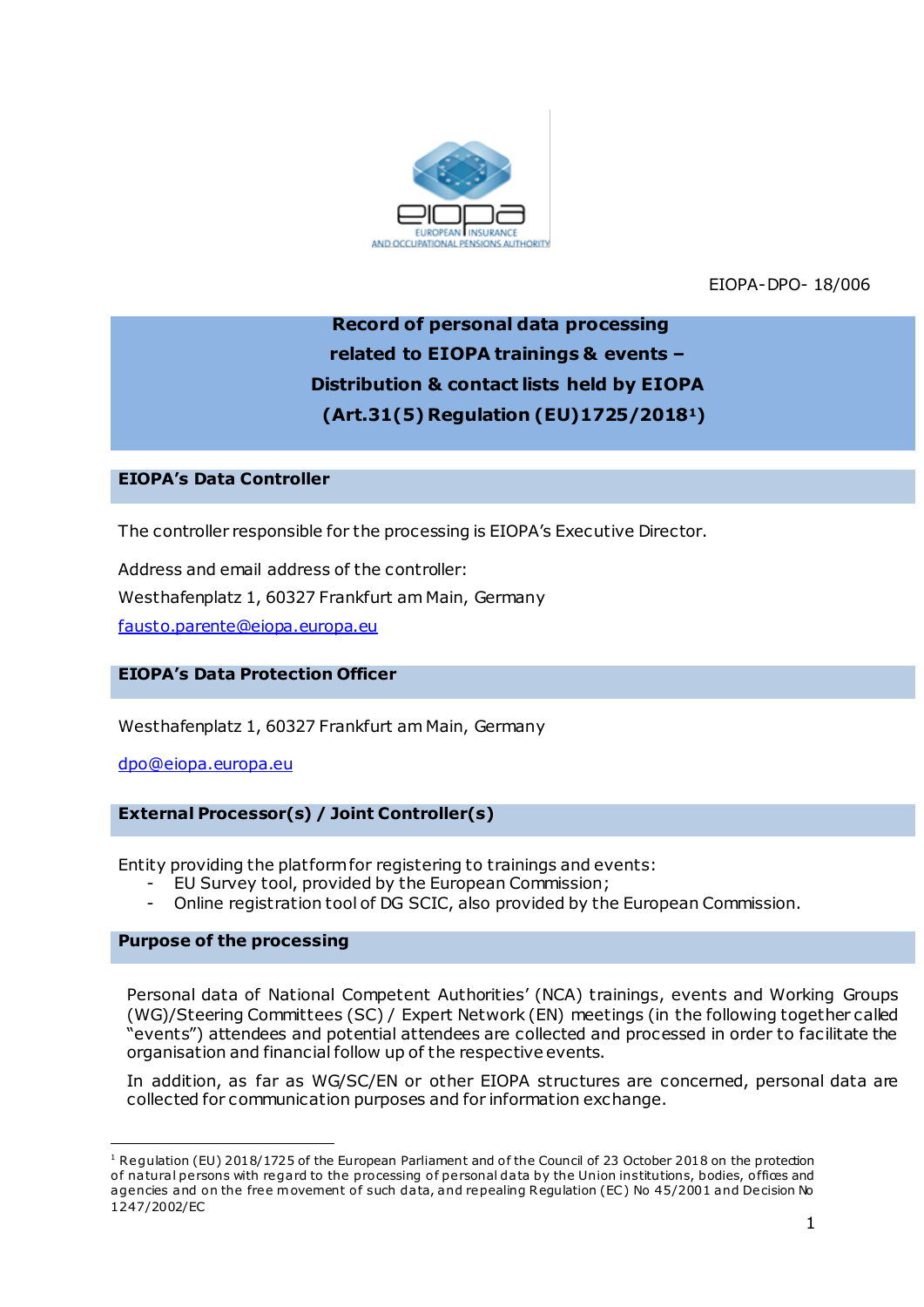EIOPA-DPO- 18/006

# Record of personal data processing related to EIOPA trainings & events – Distribution & contact lists held by EIOPA (Art.31(5) Regulation (EU)1725/2018[1])

## EIOPA's Data Controller

The controller responsible for the processing is EIOPA's Executive Director.

Address and email address of the controller:
Westhafenplatz 1, 60327 Frankfurt am Main, Germany
fausto.parente@eiopa.europa.eu

## EIOPA's Data Protection Officer

Westhafenplatz 1, 60327 Frankfurt am Main, Germany

dpo@eiopa.europa.eu

## External Processor(s) / Joint Controller(s)

Entity providing the platform for registering to trainings and events:

- EU Survey tool, provided by the European Commission;
- Online registration tool of DG SCIC, also provided by the European Commission.

## Purpose of the processing

Personal data of National Competent Authorities' (NCA) trainings, events and Working Groups (WG)/Steering Committees (SC) / Expert Network (EN) meetings (in the following together called "events") attendees and potential attendees are collected and processed in order to facilitate the organisation and financial follow up of the respective events.

In addition, as far as WG/SC/EN or other EIOPA structures are concerned, personal data are collected for communication purposes and for information exchange.

[1] Regulation (EU) 2018/1725 of the European Parliament and of the Council of 23 October 2018 on the protection of natural persons with regard to the processing of personal data by the Union institutions, bodies, offices and agencies and on the free movement of such data, and repealing Regulation (EC) No 45/2001 and Decision No 1247/2002/EC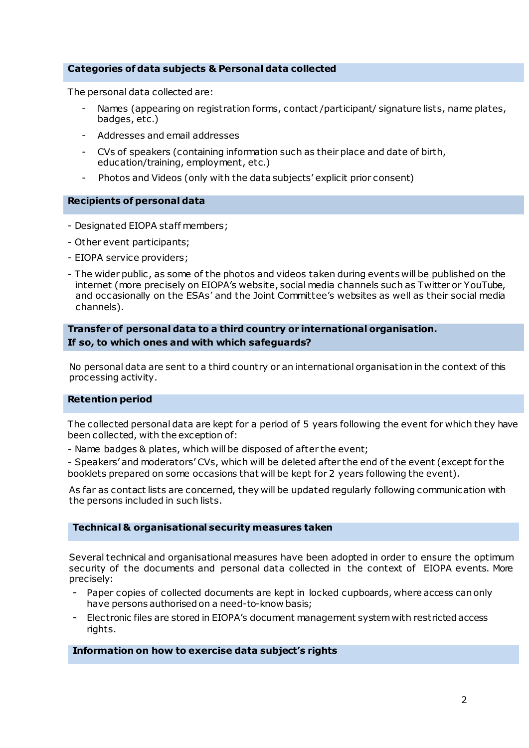## Categories of data subjects & Personal data collected

The personal data collected are:

- Names (appearing on registration forms, contact /participant/ signature lists, name plates, badges, etc.)
- Addresses and email addresses
- CVs of speakers (containing information such as their place and date of birth, education/training, employment, etc.)
- Photos and Videos (only with the data subjects' explicit prior consent)

## Recipients of personal data

- Designated EIOPA staff members;
- Other event participants;
- EIOPA service providers;
- The wider public, as some of the photos and videos taken during events will be published on the internet (more precisely on EIOPA's website, social media channels such as Twitter or YouTube, and occasionally on the ESAs' and the Joint Committee's websites as well as their social media channels).

## Transfer of personal data to a third country or international organisation. If so, to which ones and with which safeguards?

No personal data are sent to a third country or an international organisation in the context of this processing activity.

## Retention period

The collected personal data are kept for a period of 5 years following the event for which they have been collected, with the exception of:

- Name badges & plates, which will be disposed of after the event;
- Speakers' and moderators' CVs, which will be deleted after the end of the event (except for the booklets prepared on some occasions that will be kept for 2 years following the event).

As far as contact lists are concerned, they will be updated regularly following communication with the persons included in such lists.

## Technical & organisational security measures taken

Several technical and organisational measures have been adopted in order to ensure the optimum security of the documents and personal data collected in the context of EIOPA events. More precisely:

- Paper copies of collected documents are kept in locked cupboards, where access can only have persons authorised on a need-to-know basis;
- Electronic files are stored in EIOPA's document management system with restricted access rights.

## Information on how to exercise data subject's rights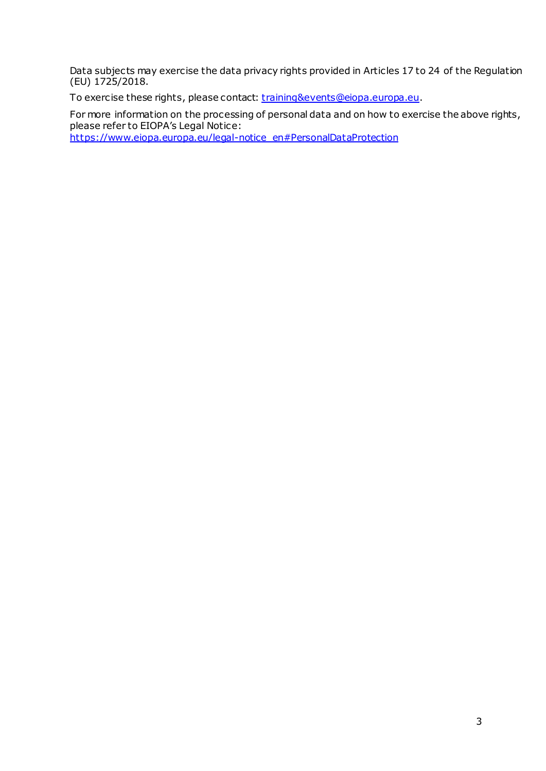Data subjects may exercise the data privacy rights provided in Articles 17 to 24 of the Regulation (EU) 1725/2018.

To exercise these rights, please contact: [training&events@eiopa.europa.eu](mailto:training&events@eiopa.europa.eu).

For more information on the processing of personal data and on how to exercise the above rights, please refer to EIOPA's Legal Notice:
[https://www.eiopa.europa.eu/legal-notice_en#PersonalDataProtection](https://www.eiopa.europa.eu/legal-notice_en#PersonalDataProtection)